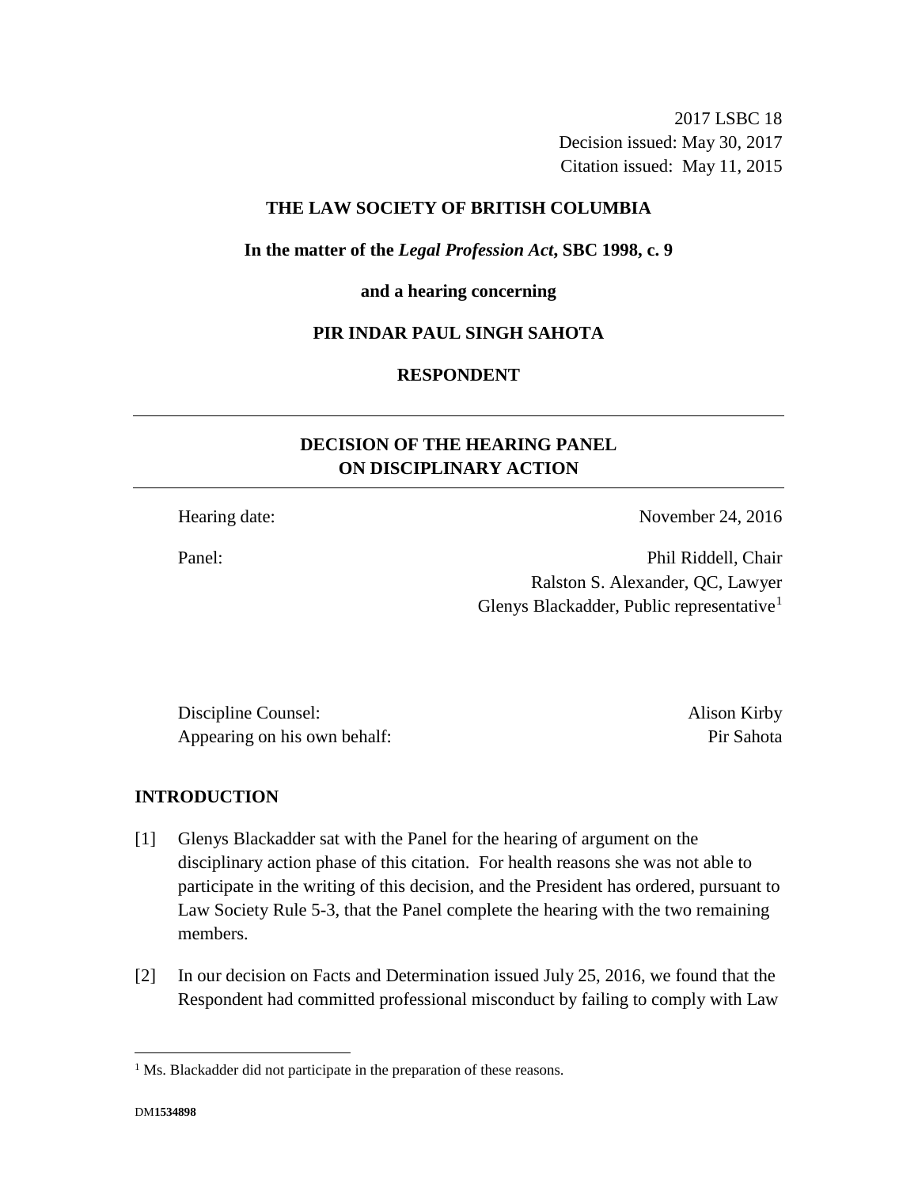2017 LSBC 18
Decision issued: May 30, 2017
Citation issued: May 11, 2015

**THE LAW SOCIETY OF BRITISH COLUMBIA**

**In the matter of the *Legal Profession Act*, SBC 1998, c. 9**

**and a hearing concerning**

**PIR INDAR PAUL SINGH SAHOTA**

**RESPONDENT**

---

## DECISION OF THE HEARING PANEL ON DISCIPLINARY ACTION

---

Hearing date: November 24, 2016

Panel: Phil Riddell, Chair
Ralston S. Alexander, QC, Lawyer
Glenys Blackadder, Public representative[1]

Discipline Counsel: Alison Kirby
Appearing on his own behalf: Pir Sahota

## INTRODUCTION

[1] Glenys Blackadder sat with the Panel for the hearing of argument on the disciplinary action phase of this citation. For health reasons she was not able to participate in the writing of this decision, and the President has ordered, pursuant to Law Society Rule 5-3, that the Panel complete the hearing with the two remaining members.

[2] In our decision on Facts and Determination issued July 25, 2016, we found that the Respondent had committed professional misconduct by failing to comply with Law

[1] Ms. Blackadder did not participate in the preparation of these reasons.

DM1534898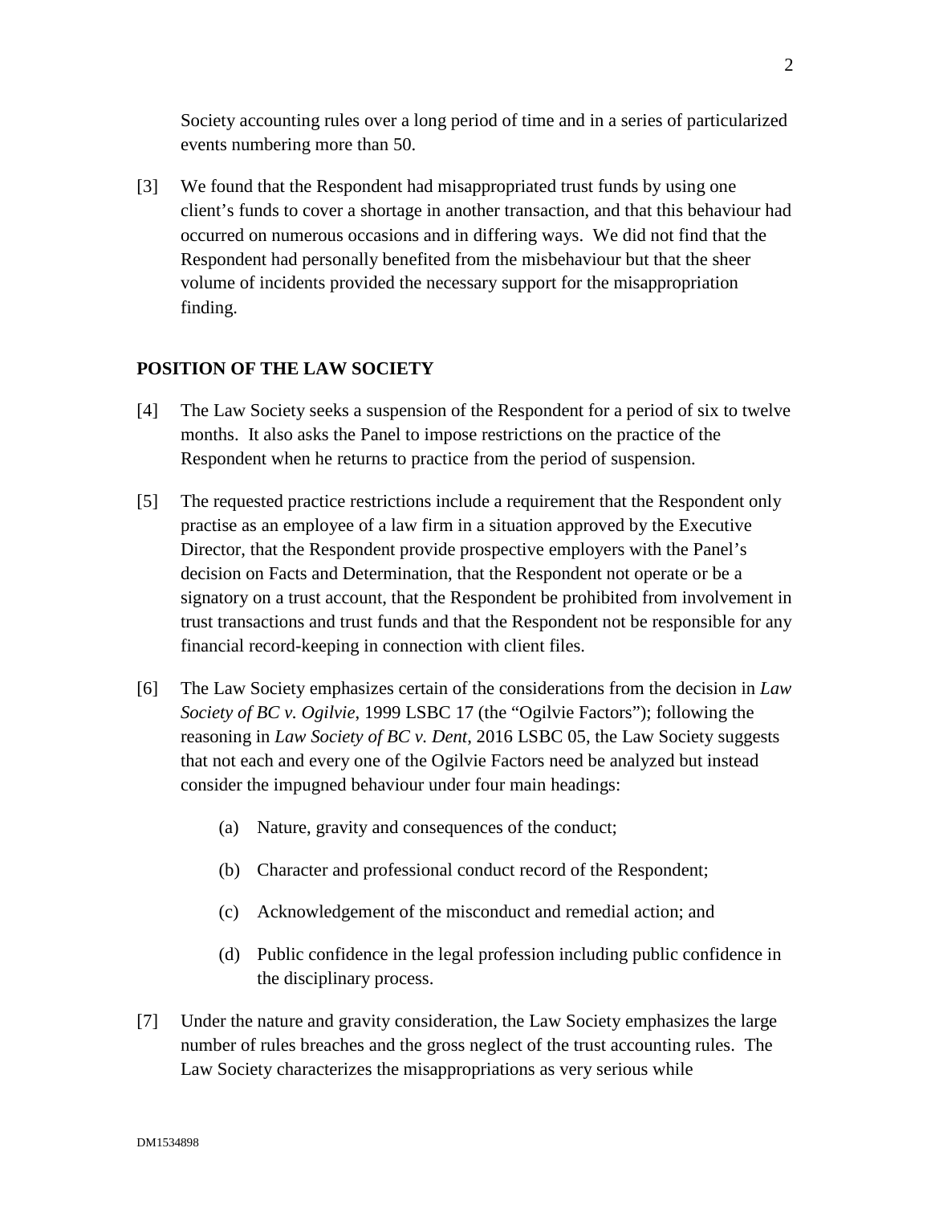Society accounting rules over a long period of time and in a series of particularized events numbering more than 50.

[3] We found that the Respondent had misappropriated trust funds by using one client's funds to cover a shortage in another transaction, and that this behaviour had occurred on numerous occasions and in differing ways. We did not find that the Respondent had personally benefited from the misbehaviour but that the sheer volume of incidents provided the necessary support for the misappropriation finding.

## POSITION OF THE LAW SOCIETY

[4] The Law Society seeks a suspension of the Respondent for a period of six to twelve months. It also asks the Panel to impose restrictions on the practice of the Respondent when he returns to practice from the period of suspension.

[5] The requested practice restrictions include a requirement that the Respondent only practise as an employee of a law firm in a situation approved by the Executive Director, that the Respondent provide prospective employers with the Panel's decision on Facts and Determination, that the Respondent not operate or be a signatory on a trust account, that the Respondent be prohibited from involvement in trust transactions and trust funds and that the Respondent not be responsible for any financial record-keeping in connection with client files.

[6] The Law Society emphasizes certain of the considerations from the decision in *Law Society of BC v. Ogilvie*, 1999 LSBC 17 (the "Ogilvie Factors"); following the reasoning in *Law Society of BC v. Dent*, 2016 LSBC 05, the Law Society suggests that not each and every one of the Ogilvie Factors need be analyzed but instead consider the impugned behaviour under four main headings:

(a) Nature, gravity and consequences of the conduct;

(b) Character and professional conduct record of the Respondent;

(c) Acknowledgement of the misconduct and remedial action; and

(d) Public confidence in the legal profession including public confidence in the disciplinary process.

[7] Under the nature and gravity consideration, the Law Society emphasizes the large number of rules breaches and the gross neglect of the trust accounting rules. The Law Society characterizes the misappropriations as very serious while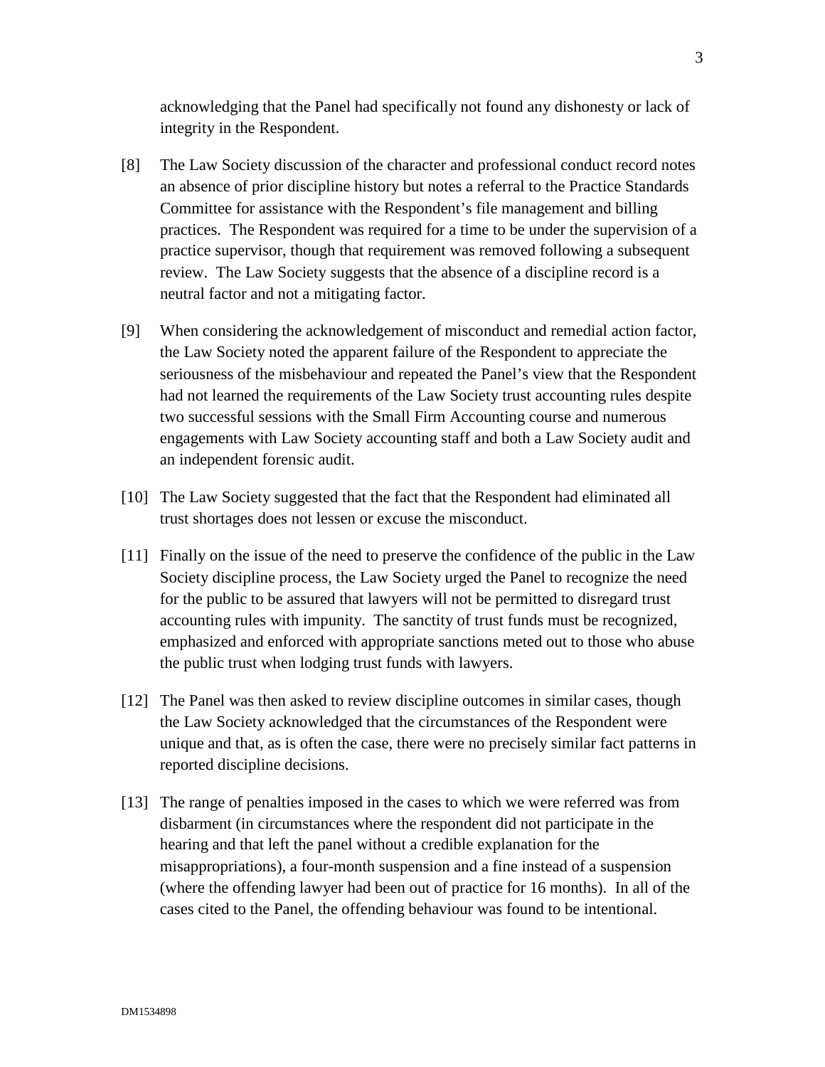acknowledging that the Panel had specifically not found any dishonesty or lack of integrity in the Respondent.

[8] The Law Society discussion of the character and professional conduct record notes an absence of prior discipline history but notes a referral to the Practice Standards Committee for assistance with the Respondent's file management and billing practices. The Respondent was required for a time to be under the supervision of a practice supervisor, though that requirement was removed following a subsequent review. The Law Society suggests that the absence of a discipline record is a neutral factor and not a mitigating factor.

[9] When considering the acknowledgement of misconduct and remedial action factor, the Law Society noted the apparent failure of the Respondent to appreciate the seriousness of the misbehaviour and repeated the Panel's view that the Respondent had not learned the requirements of the Law Society trust accounting rules despite two successful sessions with the Small Firm Accounting course and numerous engagements with Law Society accounting staff and both a Law Society audit and an independent forensic audit.

[10] The Law Society suggested that the fact that the Respondent had eliminated all trust shortages does not lessen or excuse the misconduct.

[11] Finally on the issue of the need to preserve the confidence of the public in the Law Society discipline process, the Law Society urged the Panel to recognize the need for the public to be assured that lawyers will not be permitted to disregard trust accounting rules with impunity. The sanctity of trust funds must be recognized, emphasized and enforced with appropriate sanctions meted out to those who abuse the public trust when lodging trust funds with lawyers.

[12] The Panel was then asked to review discipline outcomes in similar cases, though the Law Society acknowledged that the circumstances of the Respondent were unique and that, as is often the case, there were no precisely similar fact patterns in reported discipline decisions.

[13] The range of penalties imposed in the cases to which we were referred was from disbarment (in circumstances where the respondent did not participate in the hearing and that left the panel without a credible explanation for the misappropriations), a four-month suspension and a fine instead of a suspension (where the offending lawyer had been out of practice for 16 months). In all of the cases cited to the Panel, the offending behaviour was found to be intentional.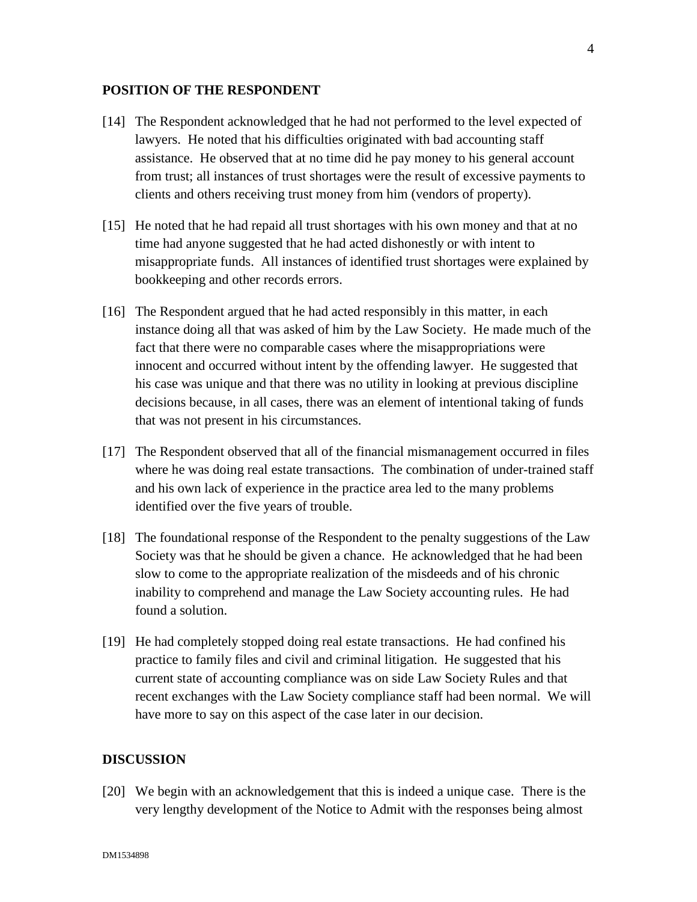## POSITION OF THE RESPONDENT

[14] The Respondent acknowledged that he had not performed to the level expected of lawyers. He noted that his difficulties originated with bad accounting staff assistance. He observed that at no time did he pay money to his general account from trust; all instances of trust shortages were the result of excessive payments to clients and others receiving trust money from him (vendors of property).

[15] He noted that he had repaid all trust shortages with his own money and that at no time had anyone suggested that he had acted dishonestly or with intent to misappropriate funds. All instances of identified trust shortages were explained by bookkeeping and other records errors.

[16] The Respondent argued that he had acted responsibly in this matter, in each instance doing all that was asked of him by the Law Society. He made much of the fact that there were no comparable cases where the misappropriations were innocent and occurred without intent by the offending lawyer. He suggested that his case was unique and that there was no utility in looking at previous discipline decisions because, in all cases, there was an element of intentional taking of funds that was not present in his circumstances.

[17] The Respondent observed that all of the financial mismanagement occurred in files where he was doing real estate transactions. The combination of under-trained staff and his own lack of experience in the practice area led to the many problems identified over the five years of trouble.

[18] The foundational response of the Respondent to the penalty suggestions of the Law Society was that he should be given a chance. He acknowledged that he had been slow to come to the appropriate realization of the misdeeds and of his chronic inability to comprehend and manage the Law Society accounting rules. He had found a solution.

[19] He had completely stopped doing real estate transactions. He had confined his practice to family files and civil and criminal litigation. He suggested that his current state of accounting compliance was on side Law Society Rules and that recent exchanges with the Law Society compliance staff had been normal. We will have more to say on this aspect of the case later in our decision.

## DISCUSSION

[20] We begin with an acknowledgement that this is indeed a unique case. There is the very lengthy development of the Notice to Admit with the responses being almost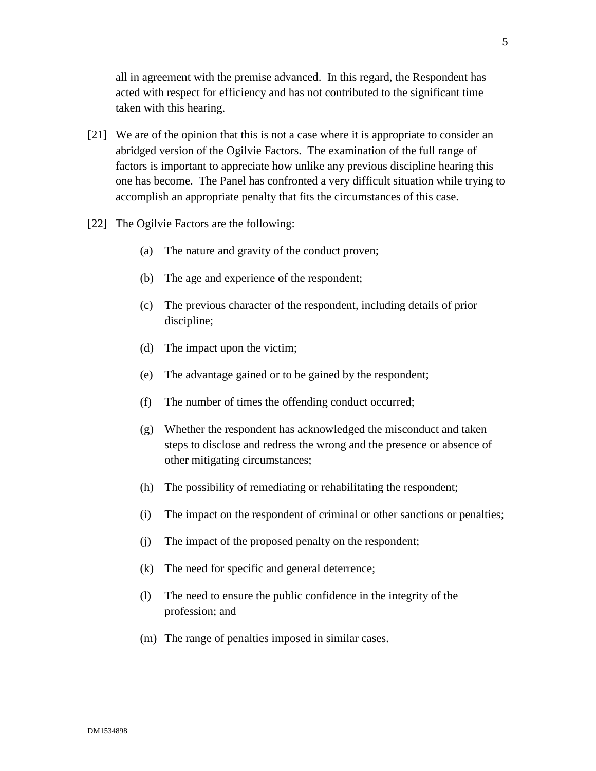all in agreement with the premise advanced. In this regard, the Respondent has acted with respect for efficiency and has not contributed to the significant time taken with this hearing.

[21] We are of the opinion that this is not a case where it is appropriate to consider an abridged version of the Ogilvie Factors. The examination of the full range of factors is important to appreciate how unlike any previous discipline hearing this one has become. The Panel has confronted a very difficult situation while trying to accomplish an appropriate penalty that fits the circumstances of this case.

[22] The Ogilvie Factors are the following:

(a) The nature and gravity of the conduct proven;

(b) The age and experience of the respondent;

(c) The previous character of the respondent, including details of prior discipline;

(d) The impact upon the victim;

(e) The advantage gained or to be gained by the respondent;

(f) The number of times the offending conduct occurred;

(g) Whether the respondent has acknowledged the misconduct and taken steps to disclose and redress the wrong and the presence or absence of other mitigating circumstances;

(h) The possibility of remediating or rehabilitating the respondent;

(i) The impact on the respondent of criminal or other sanctions or penalties;

(j) The impact of the proposed penalty on the respondent;

(k) The need for specific and general deterrence;

(l) The need to ensure the public confidence in the integrity of the profession; and

(m) The range of penalties imposed in similar cases.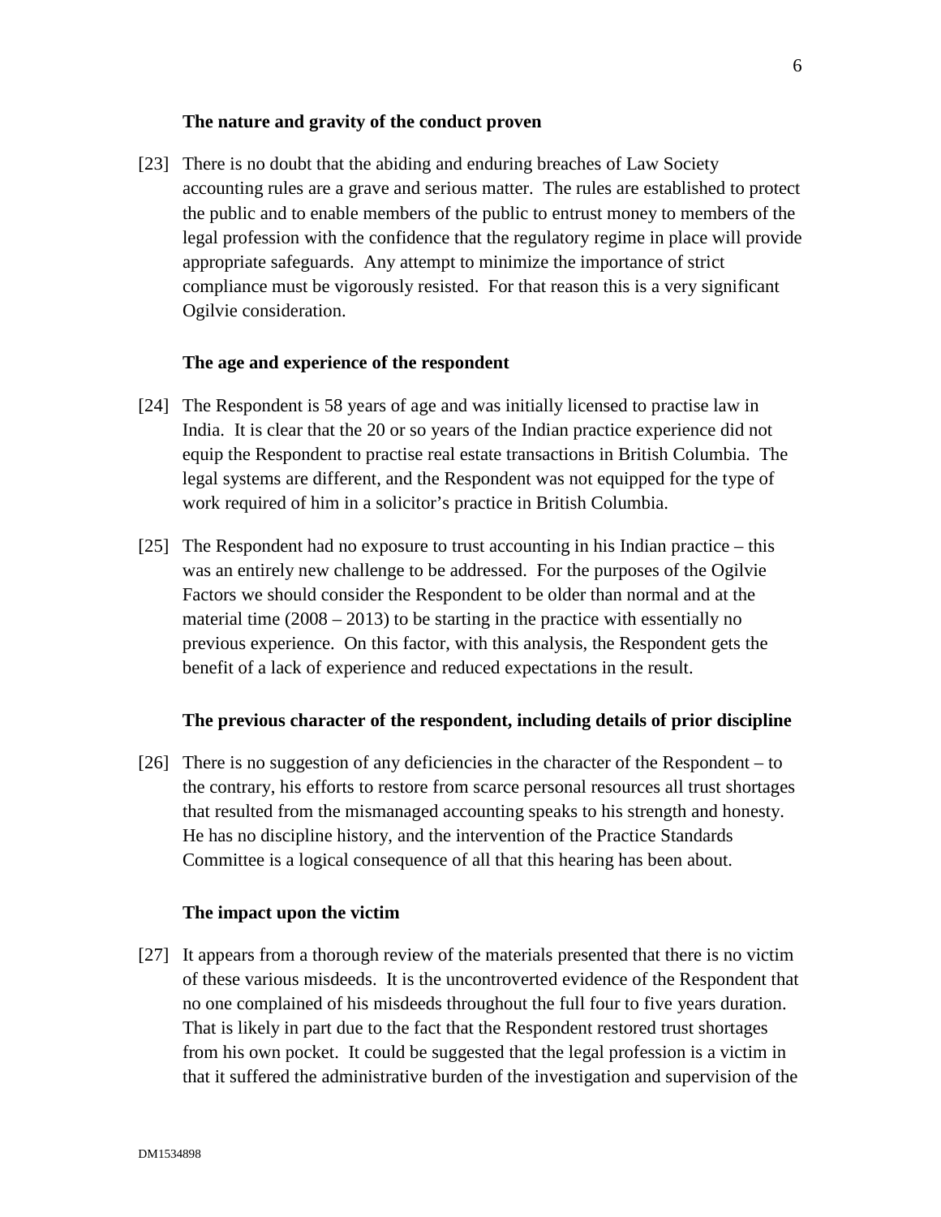### The nature and gravity of the conduct proven

[23] There is no doubt that the abiding and enduring breaches of Law Society accounting rules are a grave and serious matter. The rules are established to protect the public and to enable members of the public to entrust money to members of the legal profession with the confidence that the regulatory regime in place will provide appropriate safeguards. Any attempt to minimize the importance of strict compliance must be vigorously resisted. For that reason this is a very significant Ogilvie consideration.

### The age and experience of the respondent

[24] The Respondent is 58 years of age and was initially licensed to practise law in India. It is clear that the 20 or so years of the Indian practice experience did not equip the Respondent to practise real estate transactions in British Columbia. The legal systems are different, and the Respondent was not equipped for the type of work required of him in a solicitor's practice in British Columbia.

[25] The Respondent had no exposure to trust accounting in his Indian practice – this was an entirely new challenge to be addressed. For the purposes of the Ogilvie Factors we should consider the Respondent to be older than normal and at the material time (2008 – 2013) to be starting in the practice with essentially no previous experience. On this factor, with this analysis, the Respondent gets the benefit of a lack of experience and reduced expectations in the result.

### The previous character of the respondent, including details of prior discipline

[26] There is no suggestion of any deficiencies in the character of the Respondent – to the contrary, his efforts to restore from scarce personal resources all trust shortages that resulted from the mismanaged accounting speaks to his strength and honesty. He has no discipline history, and the intervention of the Practice Standards Committee is a logical consequence of all that this hearing has been about.

### The impact upon the victim

[27] It appears from a thorough review of the materials presented that there is no victim of these various misdeeds. It is the uncontroverted evidence of the Respondent that no one complained of his misdeeds throughout the full four to five years duration. That is likely in part due to the fact that the Respondent restored trust shortages from his own pocket. It could be suggested that the legal profession is a victim in that it suffered the administrative burden of the investigation and supervision of the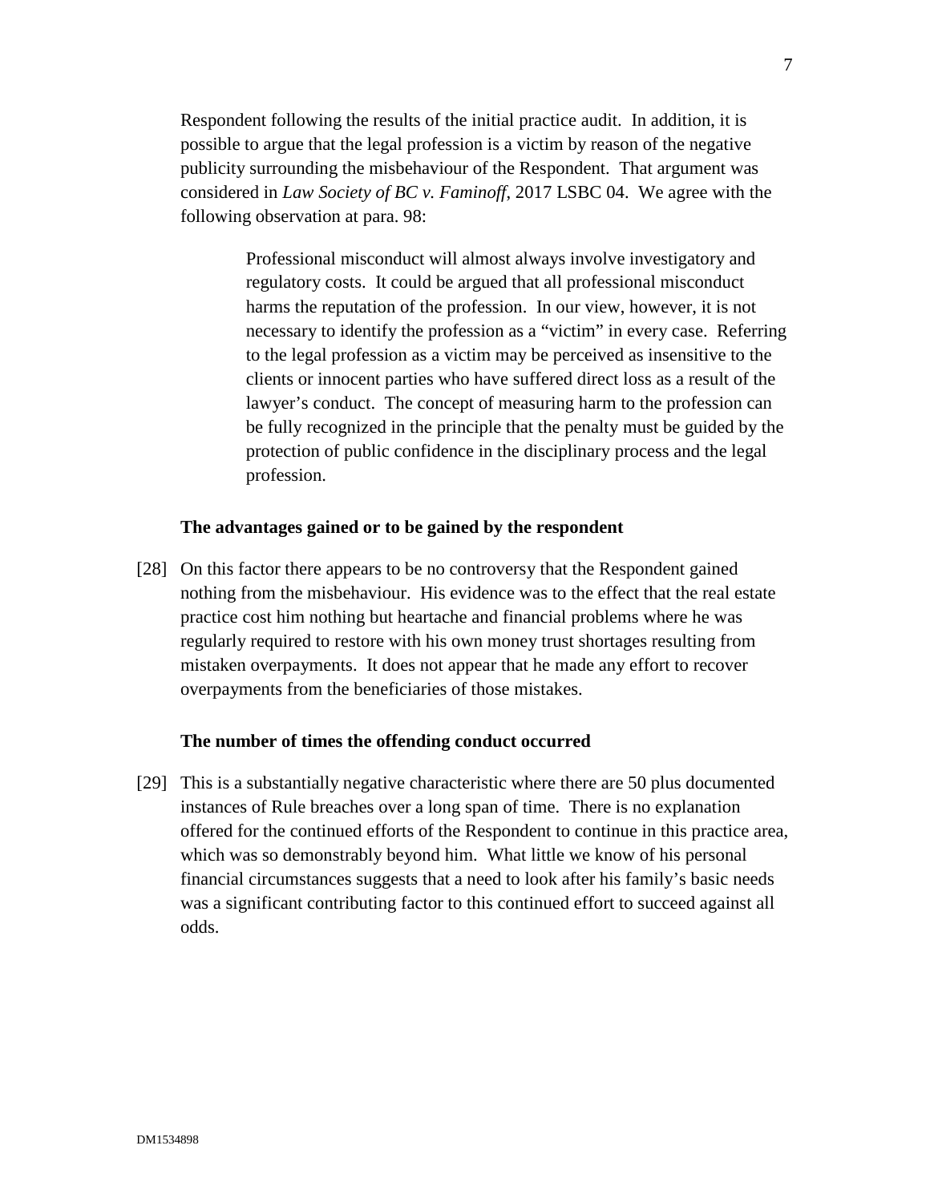Respondent following the results of the initial practice audit. In addition, it is possible to argue that the legal profession is a victim by reason of the negative publicity surrounding the misbehaviour of the Respondent. That argument was considered in *Law Society of BC v. Faminoff*, 2017 LSBC 04. We agree with the following observation at para. 98:

> Professional misconduct will almost always involve investigatory and regulatory costs. It could be argued that all professional misconduct harms the reputation of the profession. In our view, however, it is not necessary to identify the profession as a "victim" in every case. Referring to the legal profession as a victim may be perceived as insensitive to the clients or innocent parties who have suffered direct loss as a result of the lawyer's conduct. The concept of measuring harm to the profession can be fully recognized in the principle that the penalty must be guided by the protection of public confidence in the disciplinary process and the legal profession.

**The advantages gained or to be gained by the respondent**

[28] On this factor there appears to be no controversy that the Respondent gained nothing from the misbehaviour. His evidence was to the effect that the real estate practice cost him nothing but heartache and financial problems where he was regularly required to restore with his own money trust shortages resulting from mistaken overpayments. It does not appear that he made any effort to recover overpayments from the beneficiaries of those mistakes.

**The number of times the offending conduct occurred**

[29] This is a substantially negative characteristic where there are 50 plus documented instances of Rule breaches over a long span of time. There is no explanation offered for the continued efforts of the Respondent to continue in this practice area, which was so demonstrably beyond him. What little we know of his personal financial circumstances suggests that a need to look after his family's basic needs was a significant contributing factor to this continued effort to succeed against all odds.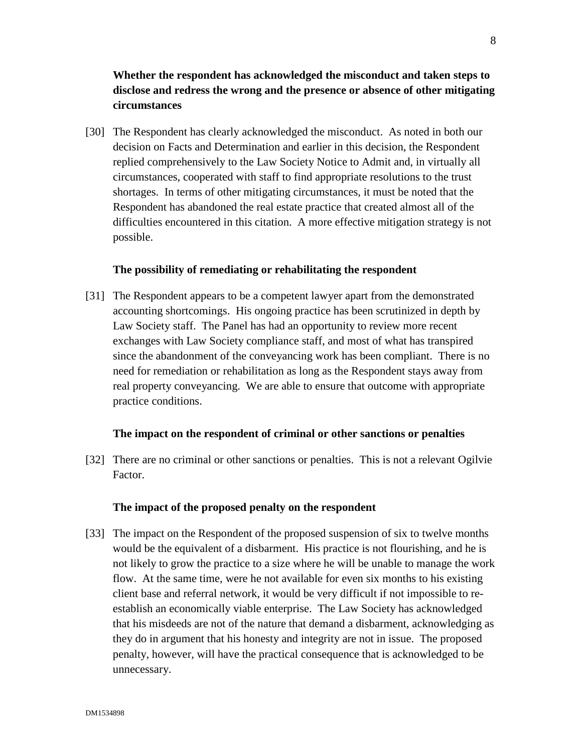**Whether the respondent has acknowledged the misconduct and taken steps to disclose and redress the wrong and the presence or absence of other mitigating circumstances**

[30] The Respondent has clearly acknowledged the misconduct. As noted in both our decision on Facts and Determination and earlier in this decision, the Respondent replied comprehensively to the Law Society Notice to Admit and, in virtually all circumstances, cooperated with staff to find appropriate resolutions to the trust shortages. In terms of other mitigating circumstances, it must be noted that the Respondent has abandoned the real estate practice that created almost all of the difficulties encountered in this citation. A more effective mitigation strategy is not possible.

**The possibility of remediating or rehabilitating the respondent**

[31] The Respondent appears to be a competent lawyer apart from the demonstrated accounting shortcomings. His ongoing practice has been scrutinized in depth by Law Society staff. The Panel has had an opportunity to review more recent exchanges with Law Society compliance staff, and most of what has transpired since the abandonment of the conveyancing work has been compliant. There is no need for remediation or rehabilitation as long as the Respondent stays away from real property conveyancing. We are able to ensure that outcome with appropriate practice conditions.

**The impact on the respondent of criminal or other sanctions or penalties**

[32] There are no criminal or other sanctions or penalties. This is not a relevant Ogilvie Factor.

**The impact of the proposed penalty on the respondent**

[33] The impact on the Respondent of the proposed suspension of six to twelve months would be the equivalent of a disbarment. His practice is not flourishing, and he is not likely to grow the practice to a size where he will be unable to manage the work flow. At the same time, were he not available for even six months to his existing client base and referral network, it would be very difficult if not impossible to re-establish an economically viable enterprise. The Law Society has acknowledged that his misdeeds are not of the nature that demand a disbarment, acknowledging as they do in argument that his honesty and integrity are not in issue. The proposed penalty, however, will have the practical consequence that is acknowledged to be unnecessary.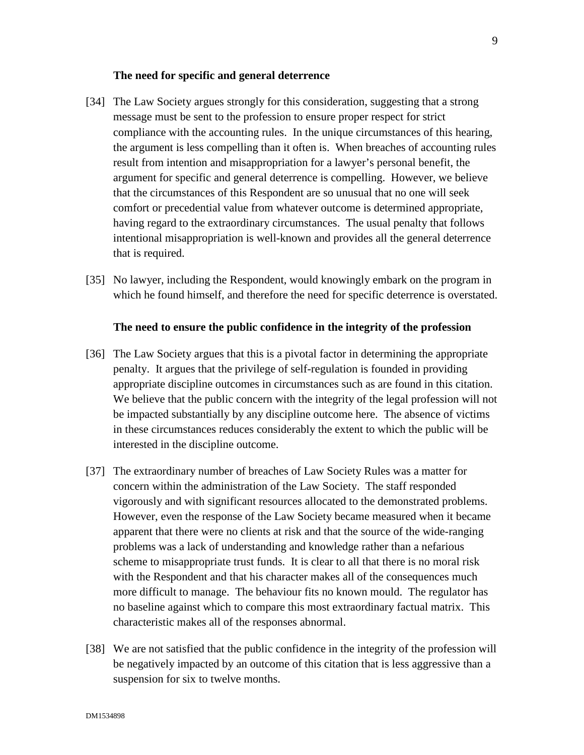**The need for specific and general deterrence**

[34] The Law Society argues strongly for this consideration, suggesting that a strong message must be sent to the profession to ensure proper respect for strict compliance with the accounting rules. In the unique circumstances of this hearing, the argument is less compelling than it often is. When breaches of accounting rules result from intention and misappropriation for a lawyer's personal benefit, the argument for specific and general deterrence is compelling. However, we believe that the circumstances of this Respondent are so unusual that no one will seek comfort or precedential value from whatever outcome is determined appropriate, having regard to the extraordinary circumstances. The usual penalty that follows intentional misappropriation is well-known and provides all the general deterrence that is required.

[35] No lawyer, including the Respondent, would knowingly embark on the program in which he found himself, and therefore the need for specific deterrence is overstated.

**The need to ensure the public confidence in the integrity of the profession**

[36] The Law Society argues that this is a pivotal factor in determining the appropriate penalty. It argues that the privilege of self-regulation is founded in providing appropriate discipline outcomes in circumstances such as are found in this citation. We believe that the public concern with the integrity of the legal profession will not be impacted substantially by any discipline outcome here. The absence of victims in these circumstances reduces considerably the extent to which the public will be interested in the discipline outcome.

[37] The extraordinary number of breaches of Law Society Rules was a matter for concern within the administration of the Law Society. The staff responded vigorously and with significant resources allocated to the demonstrated problems. However, even the response of the Law Society became measured when it became apparent that there were no clients at risk and that the source of the wide-ranging problems was a lack of understanding and knowledge rather than a nefarious scheme to misappropriate trust funds. It is clear to all that there is no moral risk with the Respondent and that his character makes all of the consequences much more difficult to manage. The behaviour fits no known mould. The regulator has no baseline against which to compare this most extraordinary factual matrix. This characteristic makes all of the responses abnormal.

[38] We are not satisfied that the public confidence in the integrity of the profession will be negatively impacted by an outcome of this citation that is less aggressive than a suspension for six to twelve months.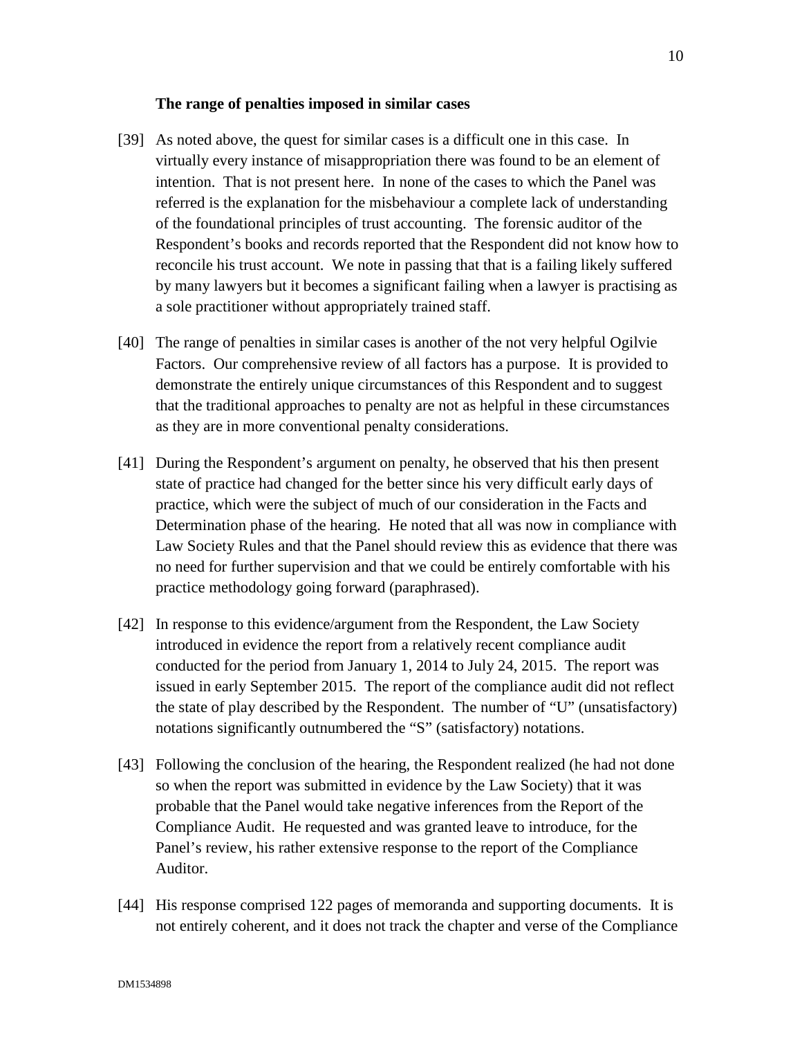**The range of penalties imposed in similar cases**

[39] As noted above, the quest for similar cases is a difficult one in this case. In virtually every instance of misappropriation there was found to be an element of intention. That is not present here. In none of the cases to which the Panel was referred is the explanation for the misbehaviour a complete lack of understanding of the foundational principles of trust accounting. The forensic auditor of the Respondent's books and records reported that the Respondent did not know how to reconcile his trust account. We note in passing that that is a failing likely suffered by many lawyers but it becomes a significant failing when a lawyer is practising as a sole practitioner without appropriately trained staff.

[40] The range of penalties in similar cases is another of the not very helpful Ogilvie Factors. Our comprehensive review of all factors has a purpose. It is provided to demonstrate the entirely unique circumstances of this Respondent and to suggest that the traditional approaches to penalty are not as helpful in these circumstances as they are in more conventional penalty considerations.

[41] During the Respondent's argument on penalty, he observed that his then present state of practice had changed for the better since his very difficult early days of practice, which were the subject of much of our consideration in the Facts and Determination phase of the hearing. He noted that all was now in compliance with Law Society Rules and that the Panel should review this as evidence that there was no need for further supervision and that we could be entirely comfortable with his practice methodology going forward (paraphrased).

[42] In response to this evidence/argument from the Respondent, the Law Society introduced in evidence the report from a relatively recent compliance audit conducted for the period from January 1, 2014 to July 24, 2015. The report was issued in early September 2015. The report of the compliance audit did not reflect the state of play described by the Respondent. The number of "U" (unsatisfactory) notations significantly outnumbered the "S" (satisfactory) notations.

[43] Following the conclusion of the hearing, the Respondent realized (he had not done so when the report was submitted in evidence by the Law Society) that it was probable that the Panel would take negative inferences from the Report of the Compliance Audit. He requested and was granted leave to introduce, for the Panel's review, his rather extensive response to the report of the Compliance Auditor.

[44] His response comprised 122 pages of memoranda and supporting documents. It is not entirely coherent, and it does not track the chapter and verse of the Compliance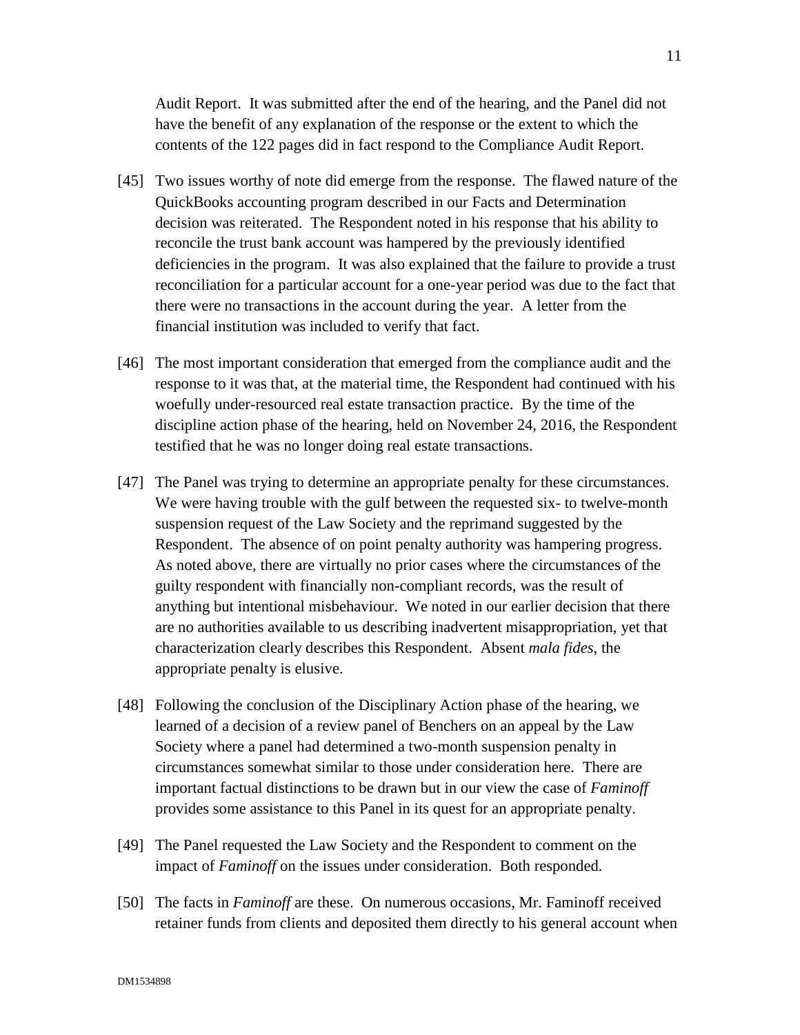Audit Report. It was submitted after the end of the hearing, and the Panel did not have the benefit of any explanation of the response or the extent to which the contents of the 122 pages did in fact respond to the Compliance Audit Report.

[45] Two issues worthy of note did emerge from the response. The flawed nature of the QuickBooks accounting program described in our Facts and Determination decision was reiterated. The Respondent noted in his response that his ability to reconcile the trust bank account was hampered by the previously identified deficiencies in the program. It was also explained that the failure to provide a trust reconciliation for a particular account for a one-year period was due to the fact that there were no transactions in the account during the year. A letter from the financial institution was included to verify that fact.

[46] The most important consideration that emerged from the compliance audit and the response to it was that, at the material time, the Respondent had continued with his woefully under-resourced real estate transaction practice. By the time of the discipline action phase of the hearing, held on November 24, 2016, the Respondent testified that he was no longer doing real estate transactions.

[47] The Panel was trying to determine an appropriate penalty for these circumstances. We were having trouble with the gulf between the requested six- to twelve-month suspension request of the Law Society and the reprimand suggested by the Respondent. The absence of on point penalty authority was hampering progress. As noted above, there are virtually no prior cases where the circumstances of the guilty respondent with financially non-compliant records, was the result of anything but intentional misbehaviour. We noted in our earlier decision that there are no authorities available to us describing inadvertent misappropriation, yet that characterization clearly describes this Respondent. Absent *mala fides*, the appropriate penalty is elusive.

[48] Following the conclusion of the Disciplinary Action phase of the hearing, we learned of a decision of a review panel of Benchers on an appeal by the Law Society where a panel had determined a two-month suspension penalty in circumstances somewhat similar to those under consideration here. There are important factual distinctions to be drawn but in our view the case of *Faminoff* provides some assistance to this Panel in its quest for an appropriate penalty.

[49] The Panel requested the Law Society and the Respondent to comment on the impact of *Faminoff* on the issues under consideration. Both responded.

[50] The facts in *Faminoff* are these. On numerous occasions, Mr. Faminoff received retainer funds from clients and deposited them directly to his general account when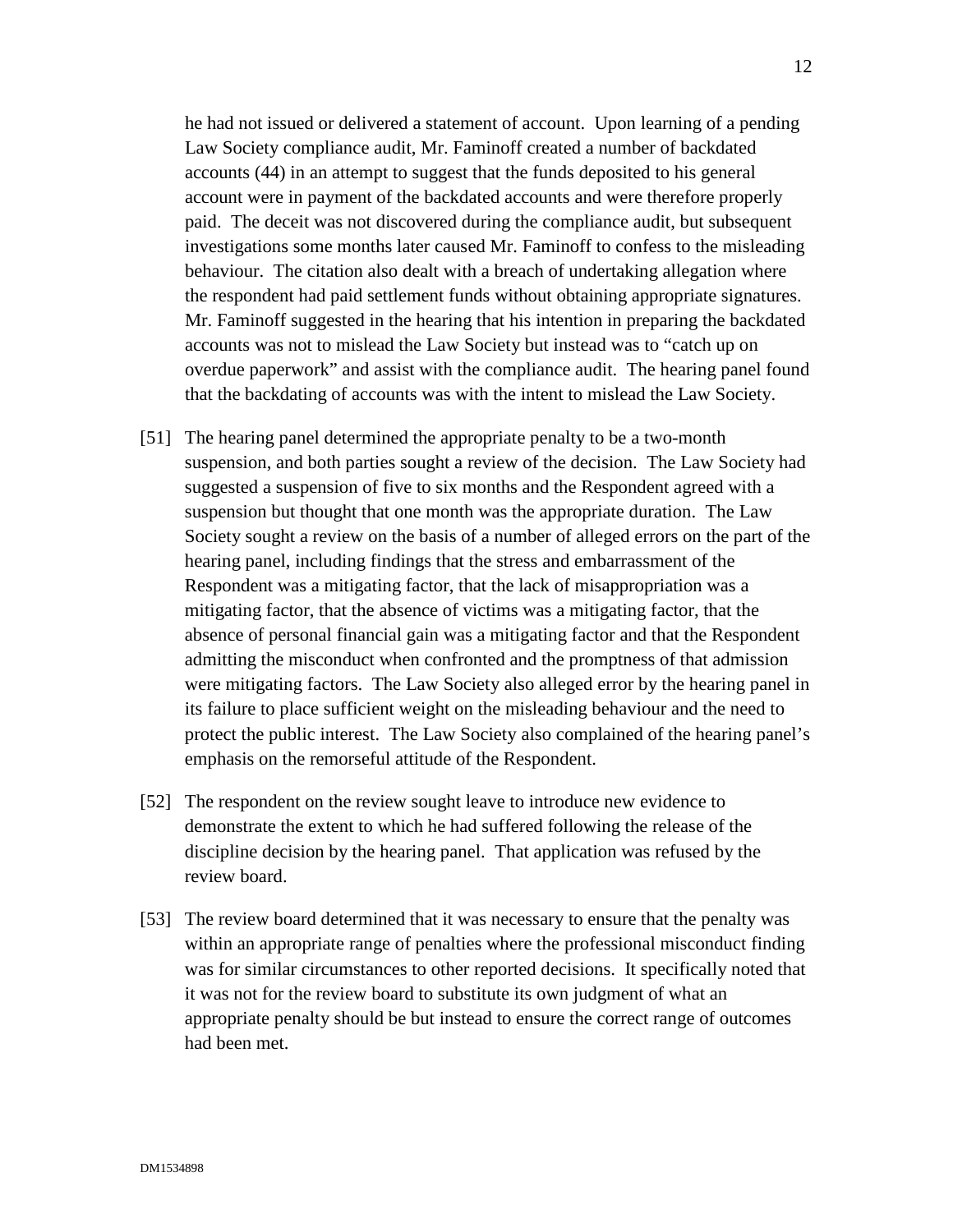he had not issued or delivered a statement of account. Upon learning of a pending Law Society compliance audit, Mr. Faminoff created a number of backdated accounts (44) in an attempt to suggest that the funds deposited to his general account were in payment of the backdated accounts and were therefore properly paid. The deceit was not discovered during the compliance audit, but subsequent investigations some months later caused Mr. Faminoff to confess to the misleading behaviour. The citation also dealt with a breach of undertaking allegation where the respondent had paid settlement funds without obtaining appropriate signatures. Mr. Faminoff suggested in the hearing that his intention in preparing the backdated accounts was not to mislead the Law Society but instead was to "catch up on overdue paperwork" and assist with the compliance audit. The hearing panel found that the backdating of accounts was with the intent to mislead the Law Society.

[51] The hearing panel determined the appropriate penalty to be a two-month suspension, and both parties sought a review of the decision. The Law Society had suggested a suspension of five to six months and the Respondent agreed with a suspension but thought that one month was the appropriate duration. The Law Society sought a review on the basis of a number of alleged errors on the part of the hearing panel, including findings that the stress and embarrassment of the Respondent was a mitigating factor, that the lack of misappropriation was a mitigating factor, that the absence of victims was a mitigating factor, that the absence of personal financial gain was a mitigating factor and that the Respondent admitting the misconduct when confronted and the promptness of that admission were mitigating factors. The Law Society also alleged error by the hearing panel in its failure to place sufficient weight on the misleading behaviour and the need to protect the public interest. The Law Society also complained of the hearing panel's emphasis on the remorseful attitude of the Respondent.

[52] The respondent on the review sought leave to introduce new evidence to demonstrate the extent to which he had suffered following the release of the discipline decision by the hearing panel. That application was refused by the review board.

[53] The review board determined that it was necessary to ensure that the penalty was within an appropriate range of penalties where the professional misconduct finding was for similar circumstances to other reported decisions. It specifically noted that it was not for the review board to substitute its own judgment of what an appropriate penalty should be but instead to ensure the correct range of outcomes had been met.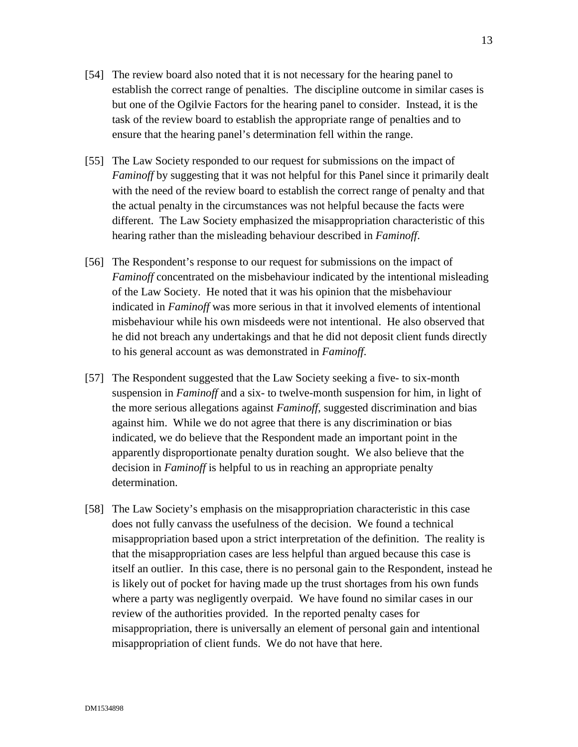[54] The review board also noted that it is not necessary for the hearing panel to establish the correct range of penalties. The discipline outcome in similar cases is but one of the Ogilvie Factors for the hearing panel to consider. Instead, it is the task of the review board to establish the appropriate range of penalties and to ensure that the hearing panel's determination fell within the range.

[55] The Law Society responded to our request for submissions on the impact of *Faminoff* by suggesting that it was not helpful for this Panel since it primarily dealt with the need of the review board to establish the correct range of penalty and that the actual penalty in the circumstances was not helpful because the facts were different. The Law Society emphasized the misappropriation characteristic of this hearing rather than the misleading behaviour described in *Faminoff*.

[56] The Respondent's response to our request for submissions on the impact of *Faminoff* concentrated on the misbehaviour indicated by the intentional misleading of the Law Society. He noted that it was his opinion that the misbehaviour indicated in *Faminoff* was more serious in that it involved elements of intentional misbehaviour while his own misdeeds were not intentional. He also observed that he did not breach any undertakings and that he did not deposit client funds directly to his general account as was demonstrated in *Faminoff*.

[57] The Respondent suggested that the Law Society seeking a five- to six-month suspension in *Faminoff* and a six- to twelve-month suspension for him, in light of the more serious allegations against *Faminoff*, suggested discrimination and bias against him. While we do not agree that there is any discrimination or bias indicated, we do believe that the Respondent made an important point in the apparently disproportionate penalty duration sought. We also believe that the decision in *Faminoff* is helpful to us in reaching an appropriate penalty determination.

[58] The Law Society's emphasis on the misappropriation characteristic in this case does not fully canvass the usefulness of the decision. We found a technical misappropriation based upon a strict interpretation of the definition. The reality is that the misappropriation cases are less helpful than argued because this case is itself an outlier. In this case, there is no personal gain to the Respondent, instead he is likely out of pocket for having made up the trust shortages from his own funds where a party was negligently overpaid. We have found no similar cases in our review of the authorities provided. In the reported penalty cases for misappropriation, there is universally an element of personal gain and intentional misappropriation of client funds. We do not have that here.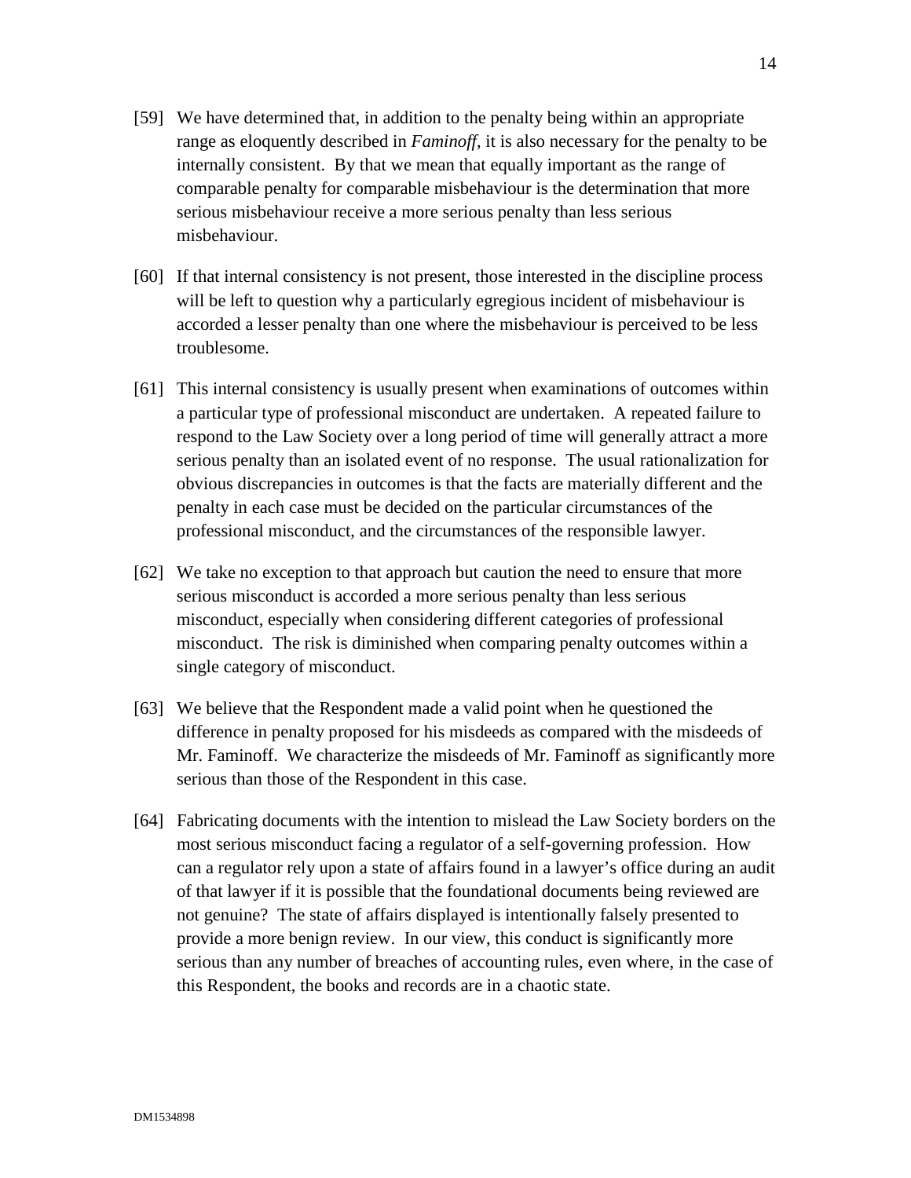[59] We have determined that, in addition to the penalty being within an appropriate range as eloquently described in *Faminoff*, it is also necessary for the penalty to be internally consistent. By that we mean that equally important as the range of comparable penalty for comparable misbehaviour is the determination that more serious misbehaviour receive a more serious penalty than less serious misbehaviour.

[60] If that internal consistency is not present, those interested in the discipline process will be left to question why a particularly egregious incident of misbehaviour is accorded a lesser penalty than one where the misbehaviour is perceived to be less troublesome.

[61] This internal consistency is usually present when examinations of outcomes within a particular type of professional misconduct are undertaken. A repeated failure to respond to the Law Society over a long period of time will generally attract a more serious penalty than an isolated event of no response. The usual rationalization for obvious discrepancies in outcomes is that the facts are materially different and the penalty in each case must be decided on the particular circumstances of the professional misconduct, and the circumstances of the responsible lawyer.

[62] We take no exception to that approach but caution the need to ensure that more serious misconduct is accorded a more serious penalty than less serious misconduct, especially when considering different categories of professional misconduct. The risk is diminished when comparing penalty outcomes within a single category of misconduct.

[63] We believe that the Respondent made a valid point when he questioned the difference in penalty proposed for his misdeeds as compared with the misdeeds of Mr. Faminoff. We characterize the misdeeds of Mr. Faminoff as significantly more serious than those of the Respondent in this case.

[64] Fabricating documents with the intention to mislead the Law Society borders on the most serious misconduct facing a regulator of a self-governing profession. How can a regulator rely upon a state of affairs found in a lawyer's office during an audit of that lawyer if it is possible that the foundational documents being reviewed are not genuine? The state of affairs displayed is intentionally falsely presented to provide a more benign review. In our view, this conduct is significantly more serious than any number of breaches of accounting rules, even where, in the case of this Respondent, the books and records are in a chaotic state.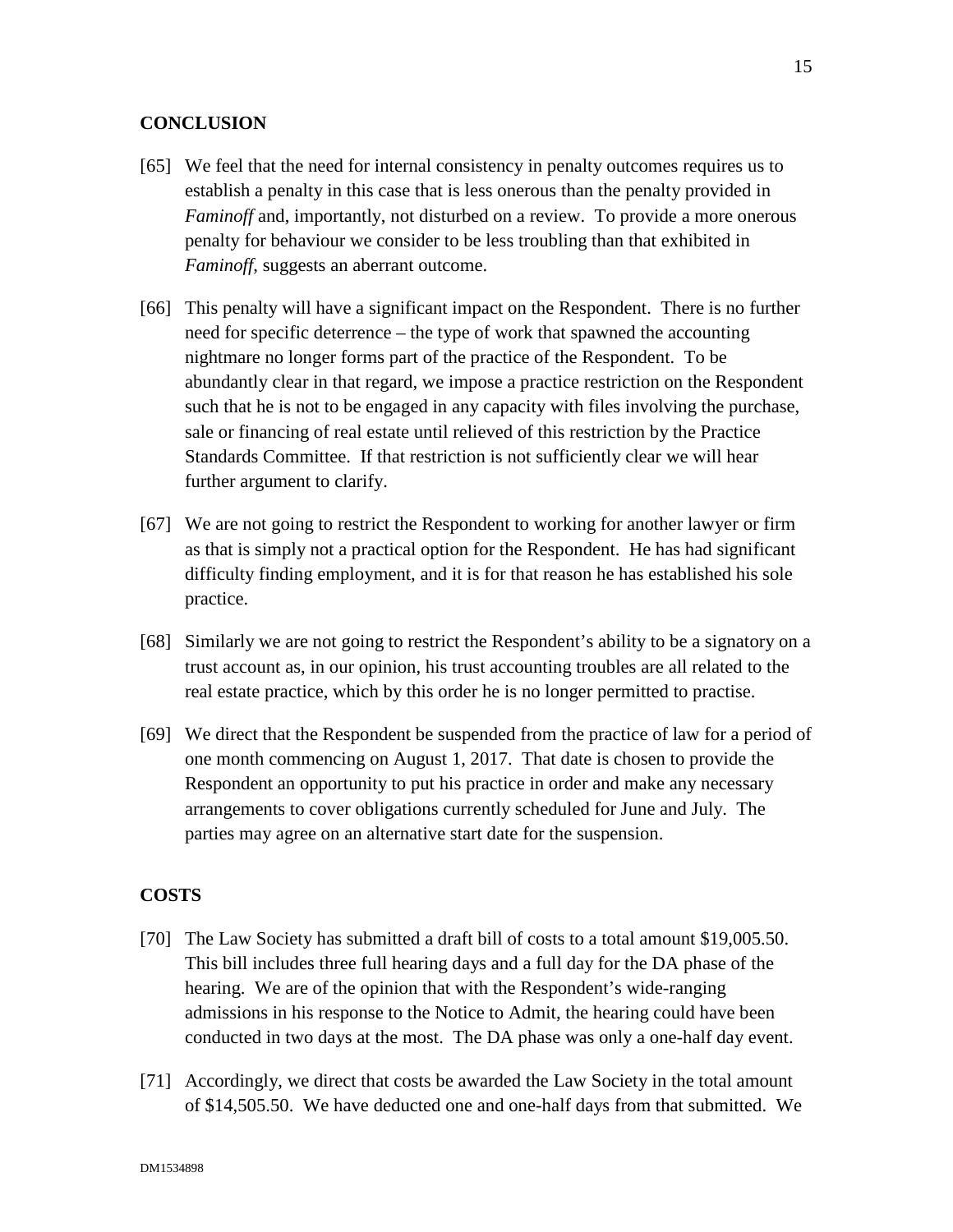## CONCLUSION

[65] We feel that the need for internal consistency in penalty outcomes requires us to establish a penalty in this case that is less onerous than the penalty provided in *Faminoff* and, importantly, not disturbed on a review. To provide a more onerous penalty for behaviour we consider to be less troubling than that exhibited in *Faminoff*, suggests an aberrant outcome.

[66] This penalty will have a significant impact on the Respondent. There is no further need for specific deterrence – the type of work that spawned the accounting nightmare no longer forms part of the practice of the Respondent. To be abundantly clear in that regard, we impose a practice restriction on the Respondent such that he is not to be engaged in any capacity with files involving the purchase, sale or financing of real estate until relieved of this restriction by the Practice Standards Committee. If that restriction is not sufficiently clear we will hear further argument to clarify.

[67] We are not going to restrict the Respondent to working for another lawyer or firm as that is simply not a practical option for the Respondent. He has had significant difficulty finding employment, and it is for that reason he has established his sole practice.

[68] Similarly we are not going to restrict the Respondent's ability to be a signatory on a trust account as, in our opinion, his trust accounting troubles are all related to the real estate practice, which by this order he is no longer permitted to practise.

[69] We direct that the Respondent be suspended from the practice of law for a period of one month commencing on August 1, 2017. That date is chosen to provide the Respondent an opportunity to put his practice in order and make any necessary arrangements to cover obligations currently scheduled for June and July. The parties may agree on an alternative start date for the suspension.

## COSTS

[70] The Law Society has submitted a draft bill of costs to a total amount $19,005.50. This bill includes three full hearing days and a full day for the DA phase of the hearing. We are of the opinion that with the Respondent's wide-ranging admissions in his response to the Notice to Admit, the hearing could have been conducted in two days at the most. The DA phase was only a one-half day event.

[71] Accordingly, we direct that costs be awarded the Law Society in the total amount of $14,505.50. We have deducted one and one-half days from that submitted. We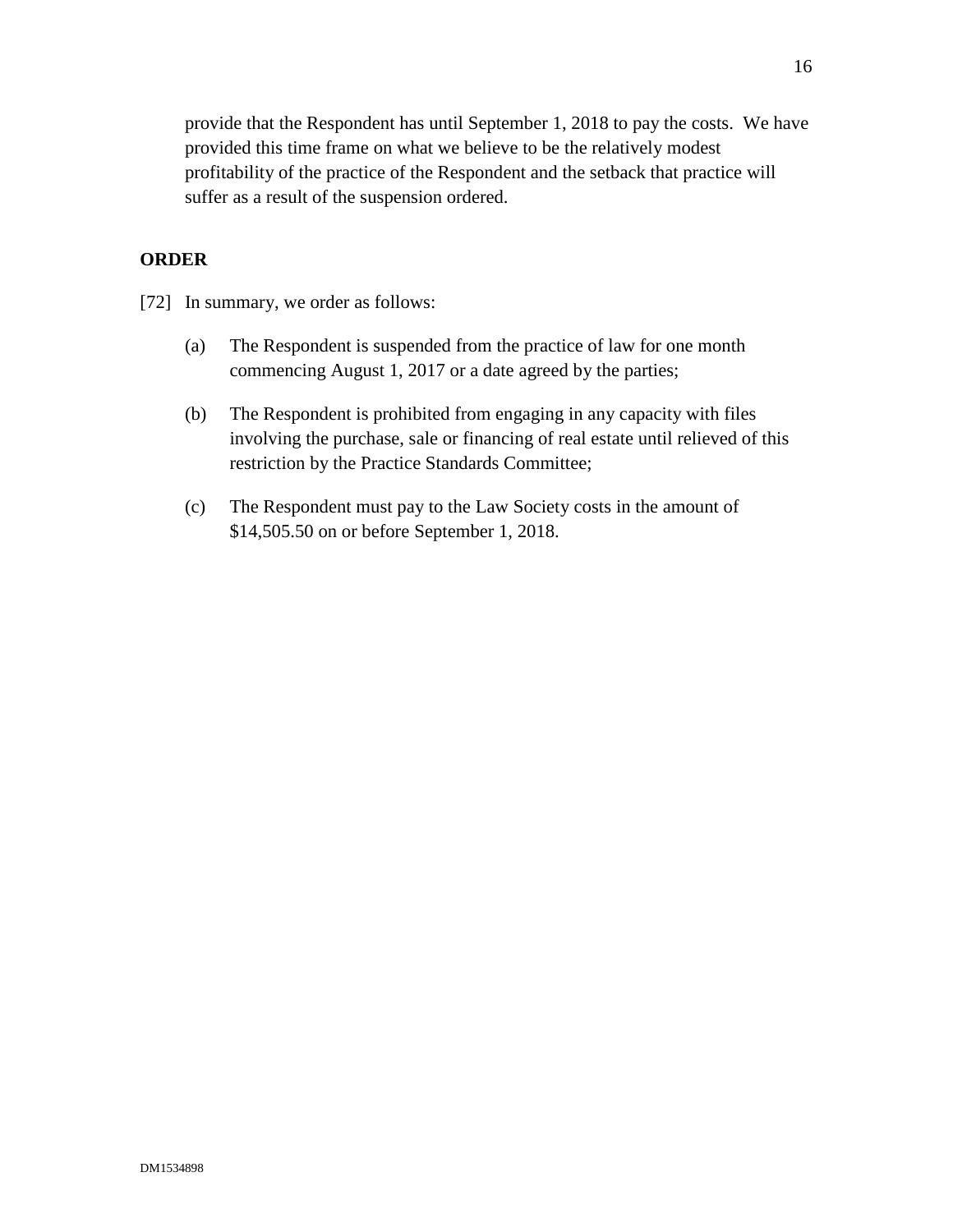provide that the Respondent has until September 1, 2018 to pay the costs. We have provided this time frame on what we believe to be the relatively modest profitability of the practice of the Respondent and the setback that practice will suffer as a result of the suspension ordered.

## ORDER

[72] In summary, we order as follows:

(a) The Respondent is suspended from the practice of law for one month commencing August 1, 2017 or a date agreed by the parties;

(b) The Respondent is prohibited from engaging in any capacity with files involving the purchase, sale or financing of real estate until relieved of this restriction by the Practice Standards Committee;

(c) The Respondent must pay to the Law Society costs in the amount of $14,505.50 on or before September 1, 2018.

DM1534898